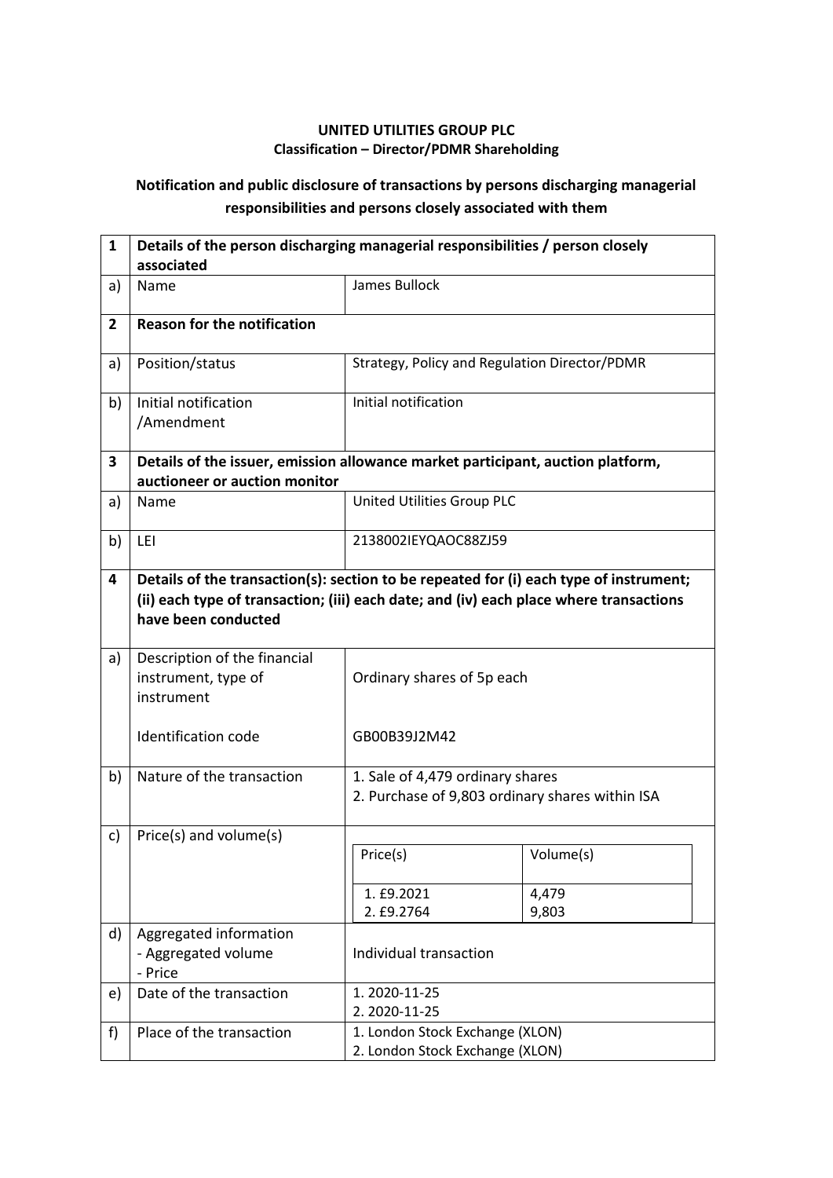**UNITED UTILITIES GROUP PLC**
**Classification – Director/PDMR Shareholding**

## Notification and public disclosure of transactions by persons discharging managerial responsibilities and persons closely associated with them

| | | |
|---|---|---|
| **1** | **Details of the person discharging managerial responsibilities / person closely associated** | |
| a) | Name | James Bullock |
| **2** | **Reason for the notification** | |
| a) | Position/status | Strategy, Policy and Regulation Director/PDMR |
| b) | Initial notification /Amendment | Initial notification |
| **3** | **Details of the issuer, emission allowance market participant, auction platform, auctioneer or auction monitor** | |
| a) | Name | United Utilities Group PLC |
| b) | LEI | 2138002IEYQAOC88ZJ59 |
| **4** | **Details of the transaction(s): section to be repeated for (i) each type of instrument; (ii) each type of transaction; (iii) each date; and (iv) each place where transactions have been conducted** | |
| a) | Description of the financial instrument, type of instrument<br><br>Identification code | Ordinary shares of 5p each<br><br>GB00B39J2M42 |
| b) | Nature of the transaction | 1. Sale of 4,479 ordinary shares<br>2. Purchase of 9,803 ordinary shares within ISA |
| c) | Price(s) and volume(s) | Price(s): 1. £9.2021 — Volume(s): 4,479<br>Price(s): 2. £9.2764 — Volume(s): 9,803 |
| d) | Aggregated information<br>- Aggregated volume<br>- Price | Individual transaction |
| e) | Date of the transaction | 1. 2020-11-25<br>2. 2020-11-25 |
| f) | Place of the transaction | 1. London Stock Exchange (XLON)<br>2. London Stock Exchange (XLON) |

| Price(s) | Volume(s) |
|---|---|
| 1. £9.2021 | 4,479 |
| 2. £9.2764 | 9,803 |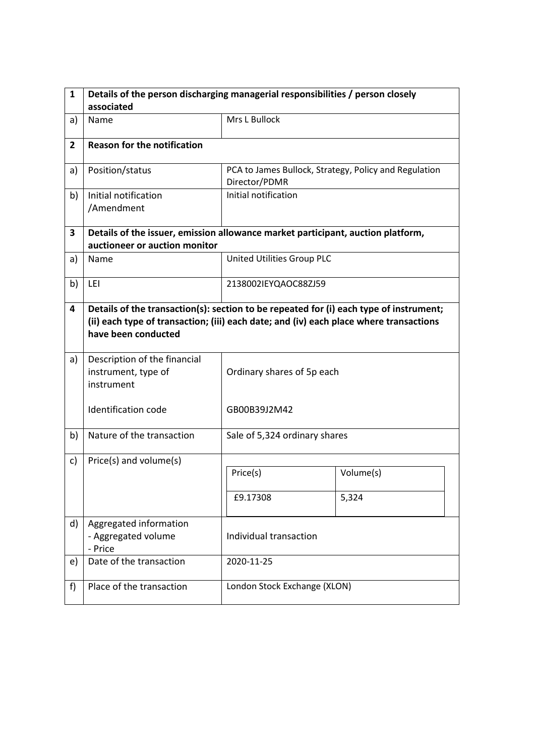| | | | |
|---|---|---|---|
| **1** | **Details of the person discharging managerial responsibilities / person closely associated** | | |
| a) | Name | Mrs L Bullock | |
| **2** | **Reason for the notification** | | |
| a) | Position/status | PCA to James Bullock, Strategy, Policy and Regulation Director/PDMR | |
| b) | Initial notification /Amendment | Initial notification | |
| **3** | **Details of the issuer, emission allowance market participant, auction platform, auctioneer or auction monitor** | | |
| a) | Name | United Utilities Group PLC | |
| b) | LEI | 2138002IEYQAOC88ZJ59 | |
| **4** | **Details of the transaction(s): section to be repeated for (i) each type of instrument; (ii) each type of transaction; (iii) each date; and (iv) each place where transactions have been conducted** | | |
| a) | Description of the financial instrument, type of instrument<br><br>Identification code | Ordinary shares of 5p each<br><br>GB00B39J2M42 | |
| b) | Nature of the transaction | Sale of 5,324 ordinary shares | |
| c) | Price(s) and volume(s) | Price(s) | Volume(s) |
| | | £9.17308 | 5,324 |
| d) | Aggregated information<br>- Aggregated volume<br>- Price | Individual transaction | |
| e) | Date of the transaction | 2020-11-25 | |
| f) | Place of the transaction | London Stock Exchange (XLON) | |